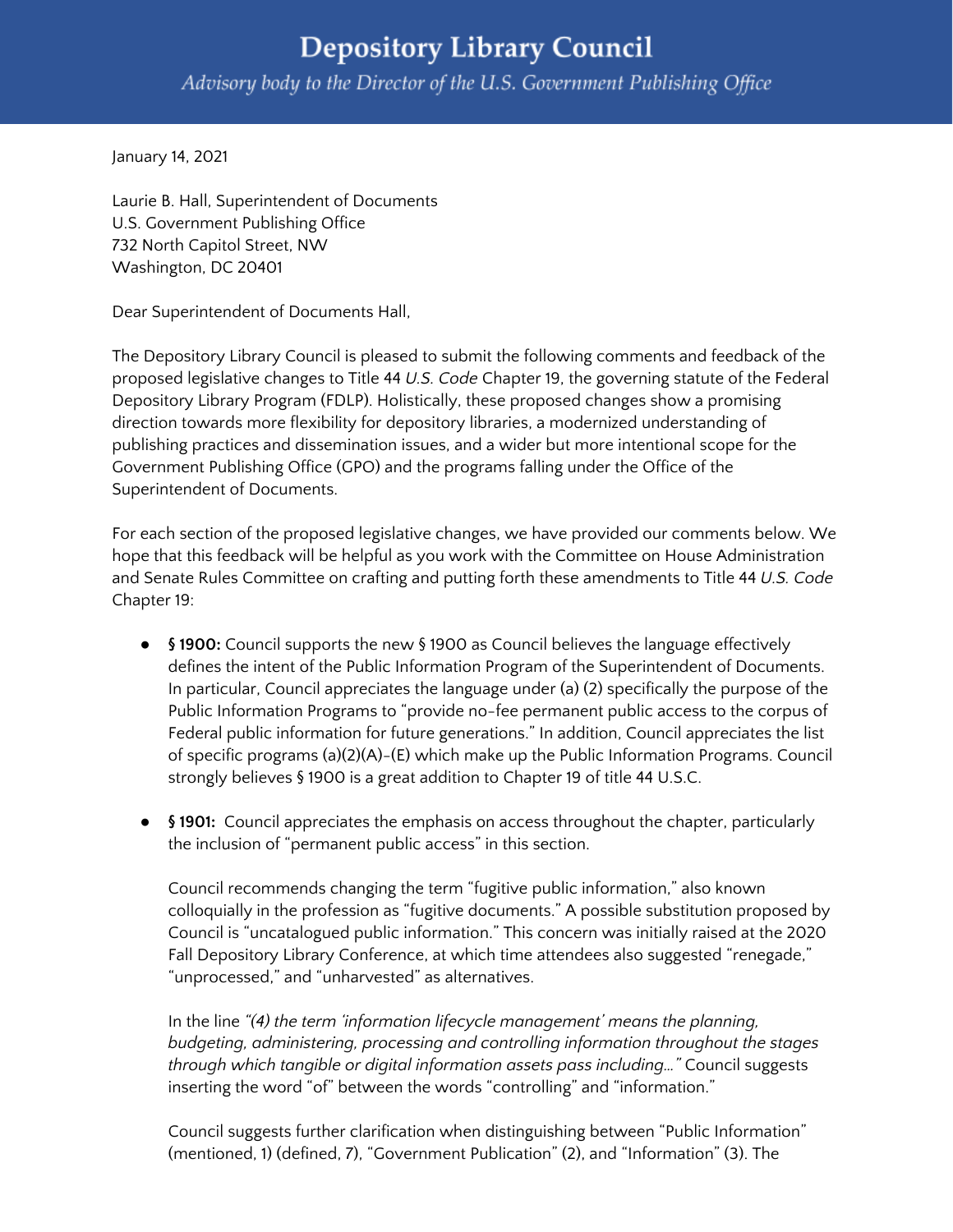# Depository Library Council

*Advisory body to the Director of the U.S. Government Publishing Office*

January 14, 2021

Laurie B. Hall, Superintendent of Documents
U.S. Government Publishing Office
732 North Capitol Street, NW
Washington, DC 20401

Dear Superintendent of Documents Hall,

The Depository Library Council is pleased to submit the following comments and feedback of the proposed legislative changes to Title 44 *U.S. Code* Chapter 19, the governing statute of the Federal Depository Library Program (FDLP). Holistically, these proposed changes show a promising direction towards more flexibility for depository libraries, a modernized understanding of publishing practices and dissemination issues, and a wider but more intentional scope for the Government Publishing Office (GPO) and the programs falling under the Office of the Superintendent of Documents.

For each section of the proposed legislative changes, we have provided our comments below. We hope that this feedback will be helpful as you work with the Committee on House Administration and Senate Rules Committee on crafting and putting forth these amendments to Title 44 *U.S. Code* Chapter 19:

- **§ 1900:** Council supports the new § 1900 as Council believes the language effectively defines the intent of the Public Information Program of the Superintendent of Documents. In particular, Council appreciates the language under (a) (2) specifically the purpose of the Public Information Programs to "provide no-fee permanent public access to the corpus of Federal public information for future generations." In addition, Council appreciates the list of specific programs (a)(2)(A)-(E) which make up the Public Information Programs. Council strongly believes § 1900 is a great addition to Chapter 19 of title 44 U.S.C.

- **§ 1901:** Council appreciates the emphasis on access throughout the chapter, particularly the inclusion of "permanent public access" in this section.

  Council recommends changing the term "fugitive public information," also known colloquially in the profession as "fugitive documents." A possible substitution proposed by Council is "uncatalogued public information." This concern was initially raised at the 2020 Fall Depository Library Conference, at which time attendees also suggested "renegade," "unprocessed," and "unharvested" as alternatives.

  In the line *"(4) the term 'information lifecycle management' means the planning, budgeting, administering, processing and controlling information throughout the stages through which tangible or digital information assets pass including..."* Council suggests inserting the word "of" between the words "controlling" and "information."

  Council suggests further clarification when distinguishing between "Public Information" (mentioned, 1) (defined, 7), "Government Publication" (2), and "Information" (3). The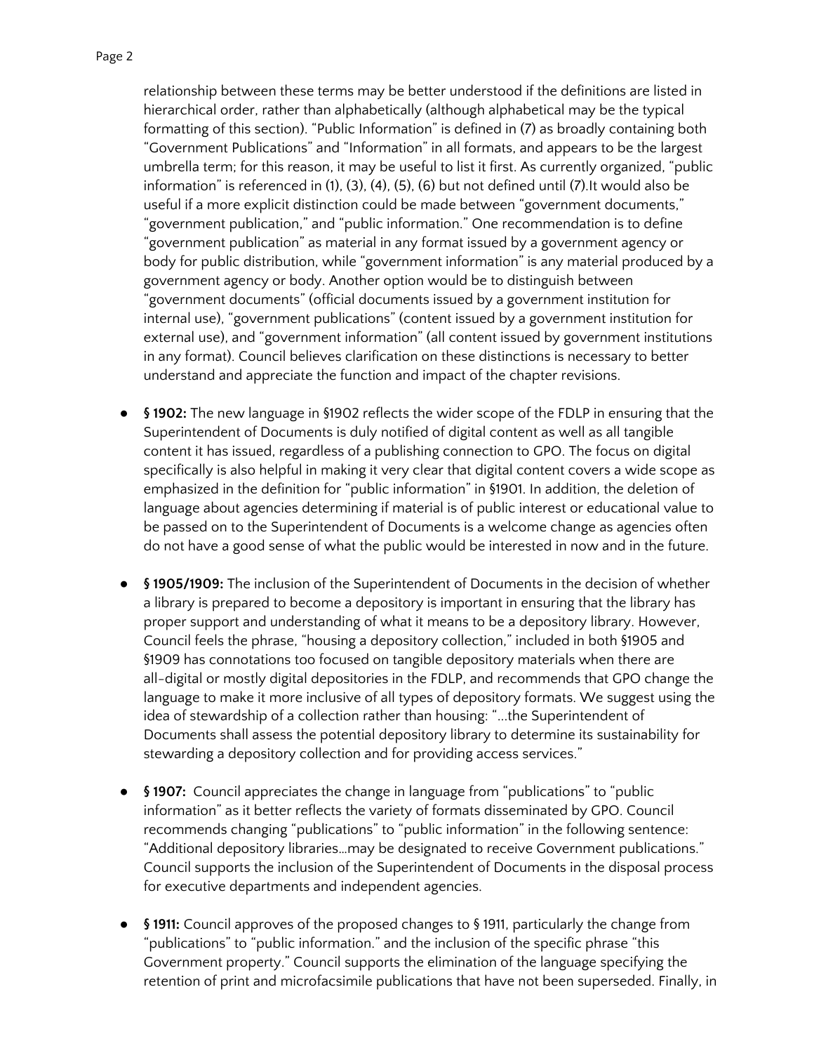relationship between these terms may be better understood if the definitions are listed in hierarchical order, rather than alphabetically (although alphabetical may be the typical formatting of this section). "Public Information" is defined in (7) as broadly containing both "Government Publications" and "Information" in all formats, and appears to be the largest umbrella term; for this reason, it may be useful to list it first. As currently organized, "public information" is referenced in (1), (3), (4), (5), (6) but not defined until (7).It would also be useful if a more explicit distinction could be made between "government documents," "government publication," and "public information." One recommendation is to define "government publication" as material in any format issued by a government agency or body for public distribution, while "government information" is any material produced by a government agency or body. Another option would be to distinguish between "government documents" (official documents issued by a government institution for internal use), "government publications" (content issued by a government institution for external use), and "government information" (all content issued by government institutions in any format). Council believes clarification on these distinctions is necessary to better understand and appreciate the function and impact of the chapter revisions.

- **§ 1902:** The new language in §1902 reflects the wider scope of the FDLP in ensuring that the Superintendent of Documents is duly notified of digital content as well as all tangible content it has issued, regardless of a publishing connection to GPO. The focus on digital specifically is also helpful in making it very clear that digital content covers a wide scope as emphasized in the definition for "public information" in §1901. In addition, the deletion of language about agencies determining if material is of public interest or educational value to be passed on to the Superintendent of Documents is a welcome change as agencies often do not have a good sense of what the public would be interested in now and in the future.

- **§ 1905/1909:** The inclusion of the Superintendent of Documents in the decision of whether a library is prepared to become a depository is important in ensuring that the library has proper support and understanding of what it means to be a depository library. However, Council feels the phrase, "housing a depository collection," included in both §1905 and §1909 has connotations too focused on tangible depository materials when there are all-digital or mostly digital depositories in the FDLP, and recommends that GPO change the language to make it more inclusive of all types of depository formats. We suggest using the idea of stewardship of a collection rather than housing: "...the Superintendent of Documents shall assess the potential depository library to determine its sustainability for stewarding a depository collection and for providing access services."

- **§ 1907:** Council appreciates the change in language from "publications" to "public information" as it better reflects the variety of formats disseminated by GPO. Council recommends changing "publications" to "public information" in the following sentence: "Additional depository libraries...may be designated to receive Government publications." Council supports the inclusion of the Superintendent of Documents in the disposal process for executive departments and independent agencies.

- **§ 1911:** Council approves of the proposed changes to § 1911, particularly the change from "publications" to "public information." and the inclusion of the specific phrase "this Government property." Council supports the elimination of the language specifying the retention of print and microfacsimile publications that have not been superseded. Finally, in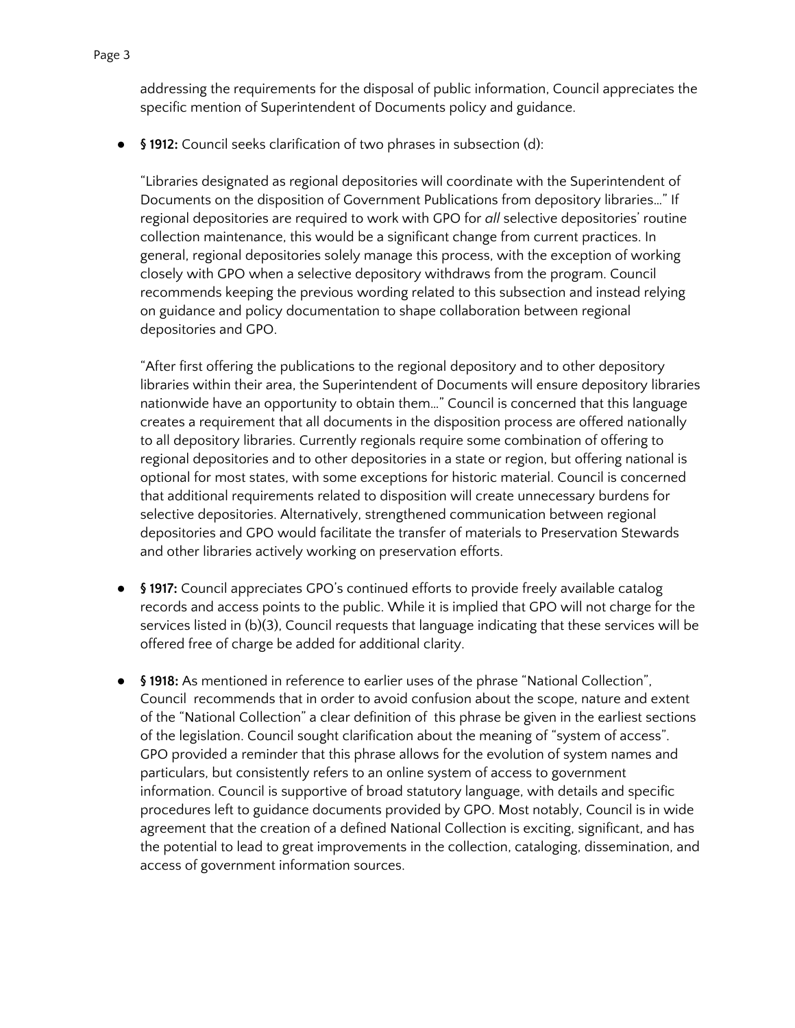addressing the requirements for the disposal of public information, Council appreciates the specific mention of Superintendent of Documents policy and guidance.

- **§ 1912:** Council seeks clarification of two phrases in subsection (d):

  "Libraries designated as regional depositories will coordinate with the Superintendent of Documents on the disposition of Government Publications from depository libraries..." If regional depositories are required to work with GPO for *all* selective depositories' routine collection maintenance, this would be a significant change from current practices. In general, regional depositories solely manage this process, with the exception of working closely with GPO when a selective depository withdraws from the program. Council recommends keeping the previous wording related to this subsection and instead relying on guidance and policy documentation to shape collaboration between regional depositories and GPO.

  "After first offering the publications to the regional depository and to other depository libraries within their area, the Superintendent of Documents will ensure depository libraries nationwide have an opportunity to obtain them..." Council is concerned that this language creates a requirement that all documents in the disposition process are offered nationally to all depository libraries. Currently regionals require some combination of offering to regional depositories and to other depositories in a state or region, but offering national is optional for most states, with some exceptions for historic material. Council is concerned that additional requirements related to disposition will create unnecessary burdens for selective depositories. Alternatively, strengthened communication between regional depositories and GPO would facilitate the transfer of materials to Preservation Stewards and other libraries actively working on preservation efforts.

- **§ 1917:** Council appreciates GPO's continued efforts to provide freely available catalog records and access points to the public. While it is implied that GPO will not charge for the services listed in (b)(3), Council requests that language indicating that these services will be offered free of charge be added for additional clarity.

- **§ 1918:** As mentioned in reference to earlier uses of the phrase "National Collection", Council recommends that in order to avoid confusion about the scope, nature and extent of the "National Collection" a clear definition of this phrase be given in the earliest sections of the legislation. Council sought clarification about the meaning of "system of access". GPO provided a reminder that this phrase allows for the evolution of system names and particulars, but consistently refers to an online system of access to government information. Council is supportive of broad statutory language, with details and specific procedures left to guidance documents provided by GPO. Most notably, Council is in wide agreement that the creation of a defined National Collection is exciting, significant, and has the potential to lead to great improvements in the collection, cataloging, dissemination, and access of government information sources.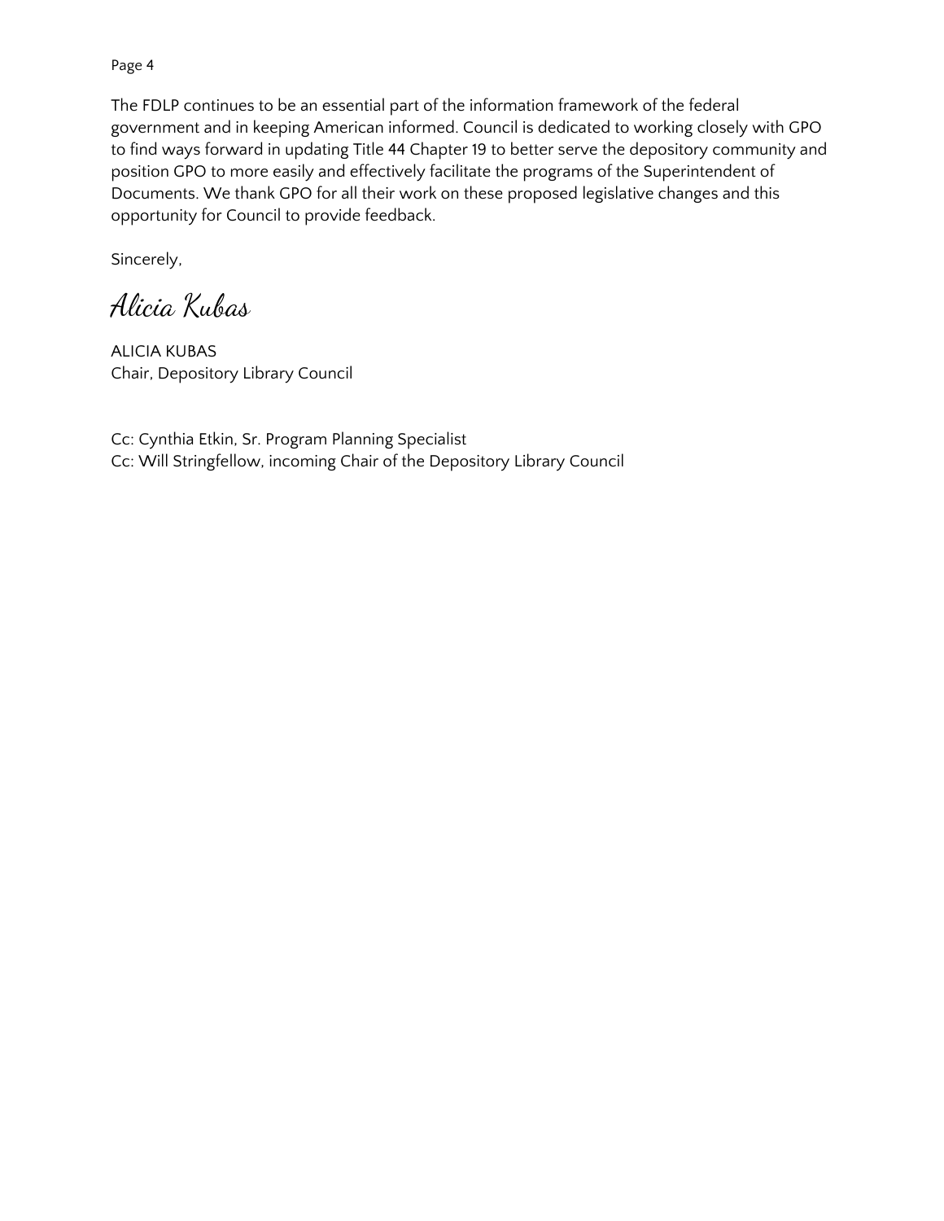The FDLP continues to be an essential part of the information framework of the federal government and in keeping American informed. Council is dedicated to working closely with GPO to find ways forward in updating Title 44 Chapter 19 to better serve the depository community and position GPO to more easily and effectively facilitate the programs of the Superintendent of Documents. We thank GPO for all their work on these proposed legislative changes and this opportunity for Council to provide feedback.

Sincerely,

*Alicia Kubas*

ALICIA KUBAS
Chair, Depository Library Council

Cc: Cynthia Etkin, Sr. Program Planning Specialist
Cc: Will Stringfellow, incoming Chair of the Depository Library Council